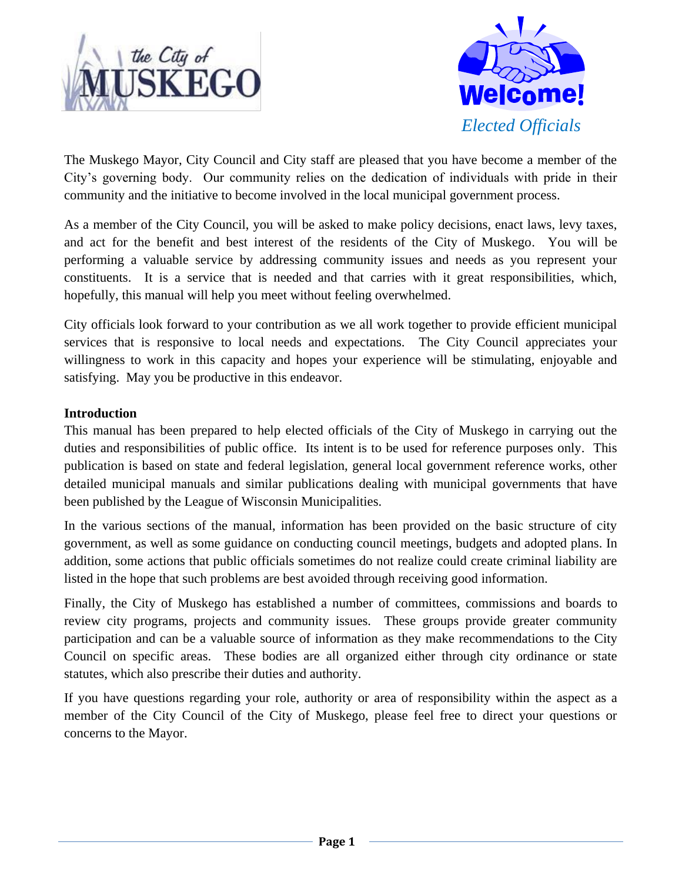the City of MUSKEGO

Welcome!

*Elected Officials*

The Muskego Mayor, City Council and City staff are pleased that you have become a member of the City's governing body. Our community relies on the dedication of individuals with pride in their community and the initiative to become involved in the local municipal government process.

As a member of the City Council, you will be asked to make policy decisions, enact laws, levy taxes, and act for the benefit and best interest of the residents of the City of Muskego. You will be performing a valuable service by addressing community issues and needs as you represent your constituents. It is a service that is needed and that carries with it great responsibilities, which, hopefully, this manual will help you meet without feeling overwhelmed.

City officials look forward to your contribution as we all work together to provide efficient municipal services that is responsive to local needs and expectations. The City Council appreciates your willingness to work in this capacity and hopes your experience will be stimulating, enjoyable and satisfying. May you be productive in this endeavor.

**Introduction**

This manual has been prepared to help elected officials of the City of Muskego in carrying out the duties and responsibilities of public office. Its intent is to be used for reference purposes only. This publication is based on state and federal legislation, general local government reference works, other detailed municipal manuals and similar publications dealing with municipal governments that have been published by the League of Wisconsin Municipalities.

In the various sections of the manual, information has been provided on the basic structure of city government, as well as some guidance on conducting council meetings, budgets and adopted plans. In addition, some actions that public officials sometimes do not realize could create criminal liability are listed in the hope that such problems are best avoided through receiving good information.

Finally, the City of Muskego has established a number of committees, commissions and boards to review city programs, projects and community issues. These groups provide greater community participation and can be a valuable source of information as they make recommendations to the City Council on specific areas. These bodies are all organized either through city ordinance or state statutes, which also prescribe their duties and authority.

If you have questions regarding your role, authority or area of responsibility within the aspect as a member of the City Council of the City of Muskego, please feel free to direct your questions or concerns to the Mayor.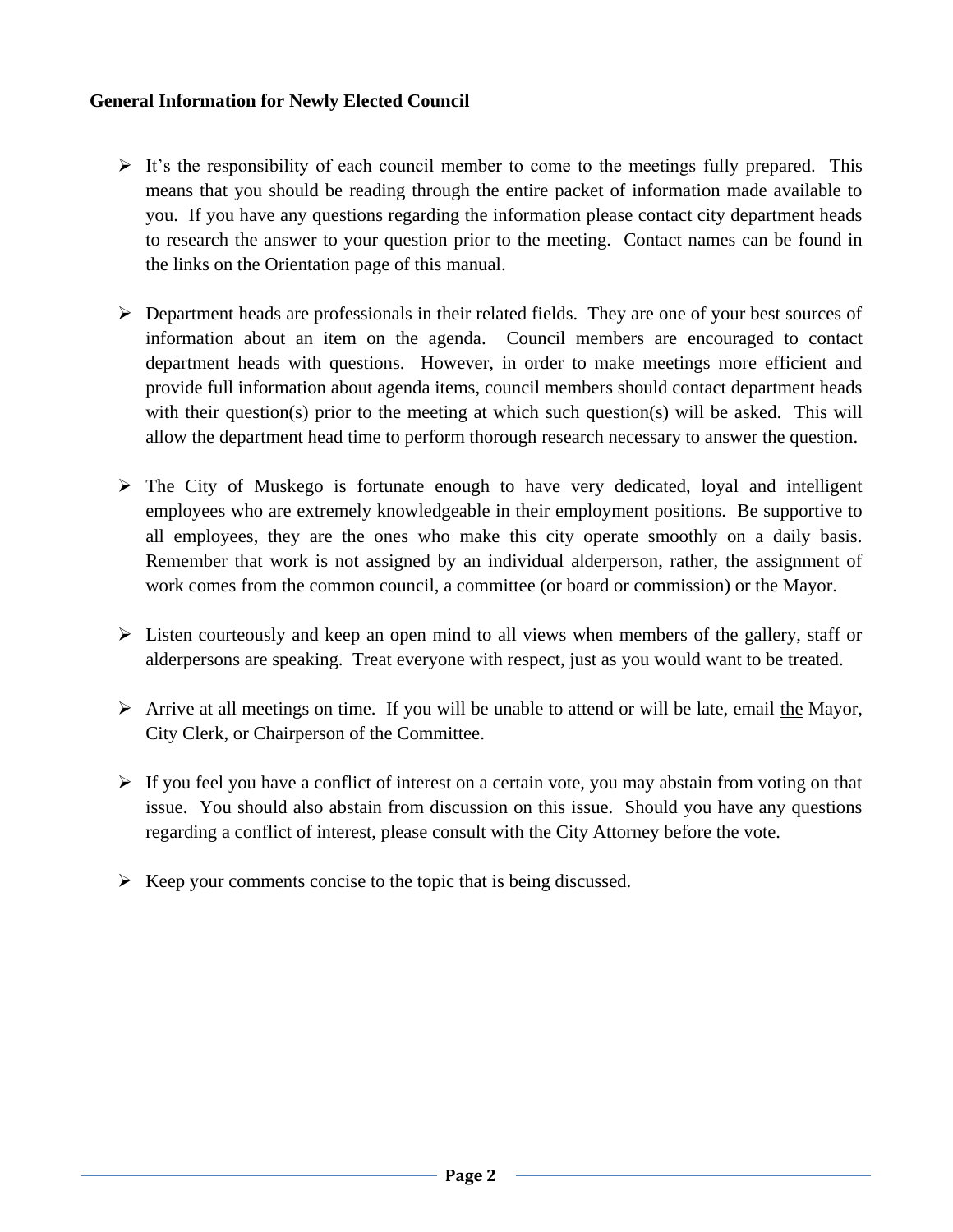**General Information for Newly Elected Council**

- It's the responsibility of each council member to come to the meetings fully prepared. This means that you should be reading through the entire packet of information made available to you. If you have any questions regarding the information please contact city department heads to research the answer to your question prior to the meeting. Contact names can be found in the links on the Orientation page of this manual.

- Department heads are professionals in their related fields. They are one of your best sources of information about an item on the agenda. Council members are encouraged to contact department heads with questions. However, in order to make meetings more efficient and provide full information about agenda items, council members should contact department heads with their question(s) prior to the meeting at which such question(s) will be asked. This will allow the department head time to perform thorough research necessary to answer the question.

- The City of Muskego is fortunate enough to have very dedicated, loyal and intelligent employees who are extremely knowledgeable in their employment positions. Be supportive to all employees, they are the ones who make this city operate smoothly on a daily basis. Remember that work is not assigned by an individual alderperson, rather, the assignment of work comes from the common council, a committee (or board or commission) or the Mayor.

- Listen courteously and keep an open mind to all views when members of the gallery, staff or alderpersons are speaking. Treat everyone with respect, just as you would want to be treated.

- Arrive at all meetings on time. If you will be unable to attend or will be late, email <u>the</u> Mayor, City Clerk, or Chairperson of the Committee.

- If you feel you have a conflict of interest on a certain vote, you may abstain from voting on that issue. You should also abstain from discussion on this issue. Should you have any questions regarding a conflict of interest, please consult with the City Attorney before the vote.

- Keep your comments concise to the topic that is being discussed.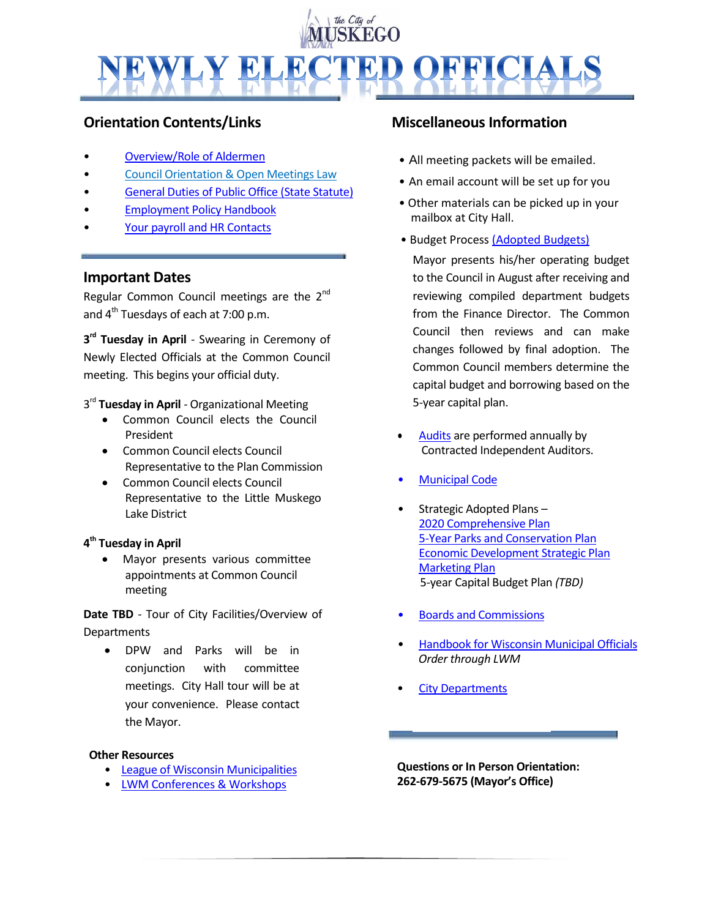the City of
MUSKEGO

# NEWLY ELECTED OFFICIALS

## Orientation Contents/Links

- Overview/Role of Aldermen
- Council Orientation & Open Meetings Law
- General Duties of Public Office (State Statute)
- Employment Policy Handbook
- Your payroll and HR Contacts

## Important Dates

Regular Common Council meetings are the 2nd and 4th Tuesdays of each at 7:00 p.m.

**3rd Tuesday in April** - Swearing in Ceremony of Newly Elected Officials at the Common Council meeting. This begins your official duty.

3rd **Tuesday in April** - Organizational Meeting

- Common Council elects the Council President
- Common Council elects Council Representative to the Plan Commission
- Common Council elects Council Representative to the Little Muskego Lake District

**4th Tuesday in April**

- Mayor presents various committee appointments at Common Council meeting

**Date TBD** - Tour of City Facilities/Overview of Departments

- DPW and Parks will be in conjunction with committee meetings. City Hall tour will be at your convenience. Please contact the Mayor.

**Other Resources**

- League of Wisconsin Municipalities
- LWM Conferences & Workshops

## Miscellaneous Information

- All meeting packets will be emailed.
- An email account will be set up for you
- Other materials can be picked up in your mailbox at City Hall.
- Budget Process (Adopted Budgets)

  Mayor presents his/her operating budget to the Council in August after receiving and reviewing compiled department budgets from the Finance Director. The Common Council then reviews and can make changes followed by final adoption. The Common Council members determine the capital budget and borrowing based on the 5-year capital plan.

- Audits are performed annually by Contracted Independent Auditors.
- Municipal Code
- Strategic Adopted Plans –
  2020 Comprehensive Plan
  5-Year Parks and Conservation Plan
  Economic Development Strategic Plan
  Marketing Plan
  5-year Capital Budget Plan *(TBD)*
- Boards and Commissions
- Handbook for Wisconsin Municipal Officials
  *Order through LWM*
- City Departments

**Questions or In Person Orientation:**
**262-679-5675 (Mayor's Office)**